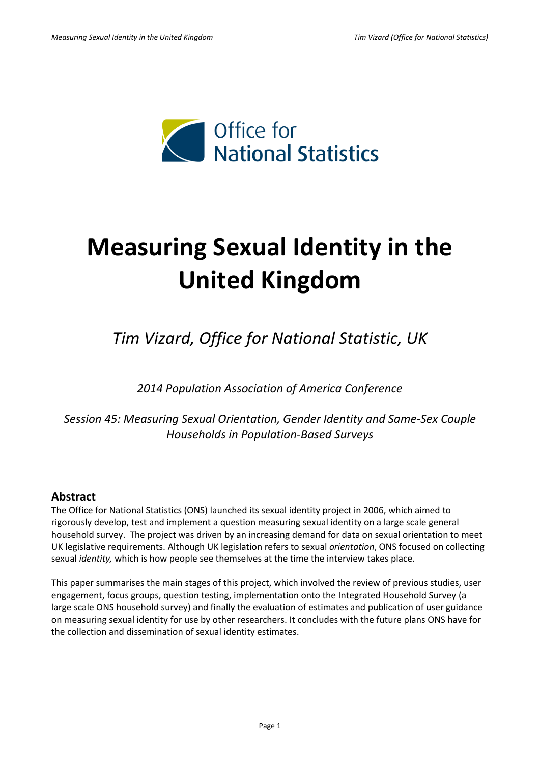Office for National Statistics

# Measuring Sexual Identity in the United Kingdom

*Tim Vizard, Office for National Statistic, UK*

*2014 Population Association of America Conference*

*Session 45: Measuring Sexual Orientation, Gender Identity and Same-Sex Couple Households in Population-Based Surveys*

## Abstract

The Office for National Statistics (ONS) launched its sexual identity project in 2006, which aimed to rigorously develop, test and implement a question measuring sexual identity on a large scale general household survey. The project was driven by an increasing demand for data on sexual orientation to meet UK legislative requirements. Although UK legislation refers to sexual *orientation*, ONS focused on collecting sexual *identity,* which is how people see themselves at the time the interview takes place.

This paper summarises the main stages of this project, which involved the review of previous studies, user engagement, focus groups, question testing, implementation onto the Integrated Household Survey (a large scale ONS household survey) and finally the evaluation of estimates and publication of user guidance on measuring sexual identity for use by other researchers. It concludes with the future plans ONS have for the collection and dissemination of sexual identity estimates.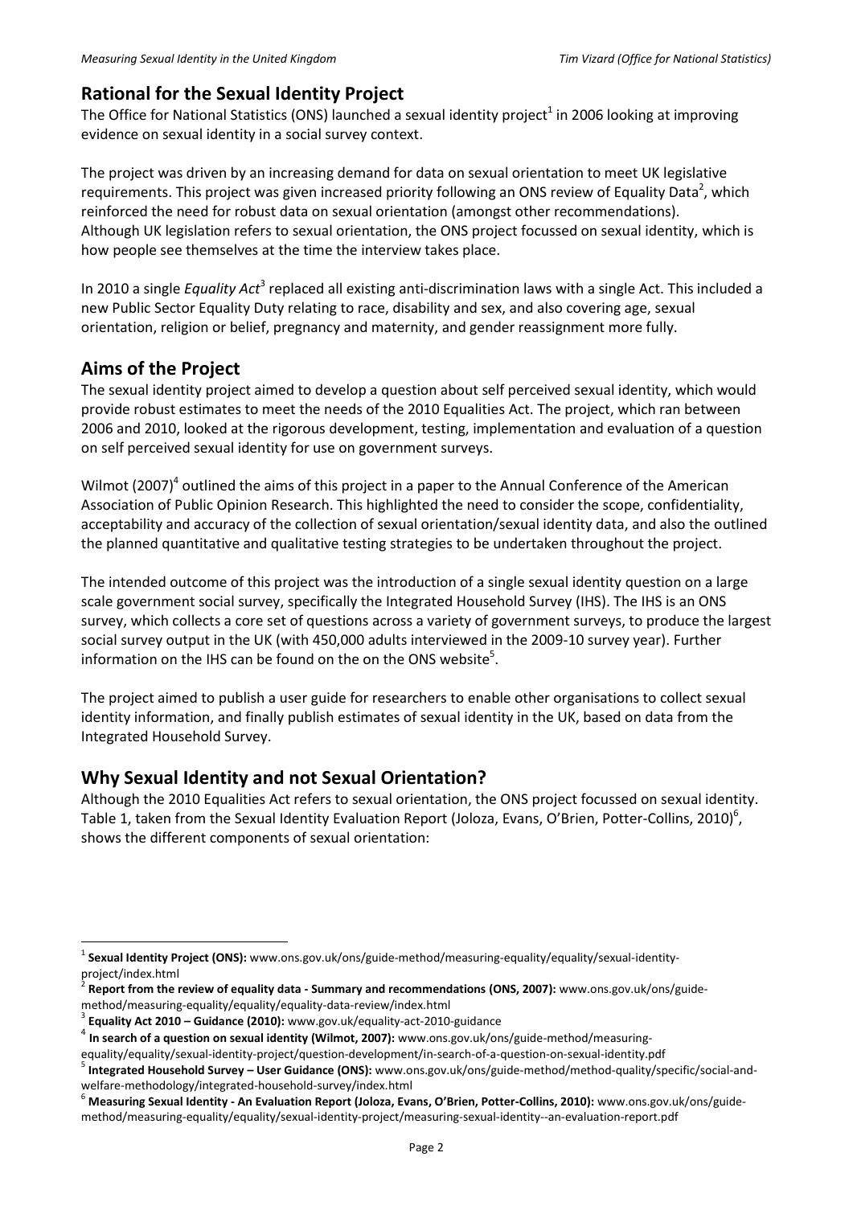## Rational for the Sexual Identity Project

The Office for National Statistics (ONS) launched a sexual identity project[1] in 2006 looking at improving evidence on sexual identity in a social survey context.

The project was driven by an increasing demand for data on sexual orientation to meet UK legislative requirements. This project was given increased priority following an ONS review of Equality Data[2], which reinforced the need for robust data on sexual orientation (amongst other recommendations). Although UK legislation refers to sexual orientation, the ONS project focussed on sexual identity, which is how people see themselves at the time the interview takes place.

In 2010 a single *Equality Act*[3] replaced all existing anti-discrimination laws with a single Act. This included a new Public Sector Equality Duty relating to race, disability and sex, and also covering age, sexual orientation, religion or belief, pregnancy and maternity, and gender reassignment more fully.

## Aims of the Project

The sexual identity project aimed to develop a question about self perceived sexual identity, which would provide robust estimates to meet the needs of the 2010 Equalities Act. The project, which ran between 2006 and 2010, looked at the rigorous development, testing, implementation and evaluation of a question on self perceived sexual identity for use on government surveys.

Wilmot (2007)[4] outlined the aims of this project in a paper to the Annual Conference of the American Association of Public Opinion Research. This highlighted the need to consider the scope, confidentiality, acceptability and accuracy of the collection of sexual orientation/sexual identity data, and also the outlined the planned quantitative and qualitative testing strategies to be undertaken throughout the project.

The intended outcome of this project was the introduction of a single sexual identity question on a large scale government social survey, specifically the Integrated Household Survey (IHS). The IHS is an ONS survey, which collects a core set of questions across a variety of government surveys, to produce the largest social survey output in the UK (with 450,000 adults interviewed in the 2009-10 survey year). Further information on the IHS can be found on the on the ONS website[5].

The project aimed to publish a user guide for researchers to enable other organisations to collect sexual identity information, and finally publish estimates of sexual identity in the UK, based on data from the Integrated Household Survey.

## Why Sexual Identity and not Sexual Orientation?

Although the 2010 Equalities Act refers to sexual orientation, the ONS project focussed on sexual identity. Table 1, taken from the Sexual Identity Evaluation Report (Joloza, Evans, O'Brien, Potter-Collins, 2010)[6], shows the different components of sexual orientation:

---

[1] **Sexual Identity Project (ONS):** www.ons.gov.uk/ons/guide-method/measuring-equality/equality/sexual-identity-project/index.html

[2] **Report from the review of equality data - Summary and recommendations (ONS, 2007):** www.ons.gov.uk/ons/guide-method/measuring-equality/equality/equality-data-review/index.html

[3] **Equality Act 2010 – Guidance (2010):** www.gov.uk/equality-act-2010-guidance

[4] **In search of a question on sexual identity (Wilmot, 2007):** www.ons.gov.uk/ons/guide-method/measuring-equality/equality/sexual-identity-project/question-development/in-search-of-a-question-on-sexual-identity.pdf

[5] **Integrated Household Survey – User Guidance (ONS):** www.ons.gov.uk/ons/guide-method/method-quality/specific/social-and-welfare-methodology/integrated-household-survey/index.html

[6] **Measuring Sexual Identity - An Evaluation Report (Joloza, Evans, O'Brien, Potter-Collins, 2010):** www.ons.gov.uk/ons/guide-method/measuring-equality/equality/sexual-identity-project/measuring-sexual-identity--an-evaluation-report.pdf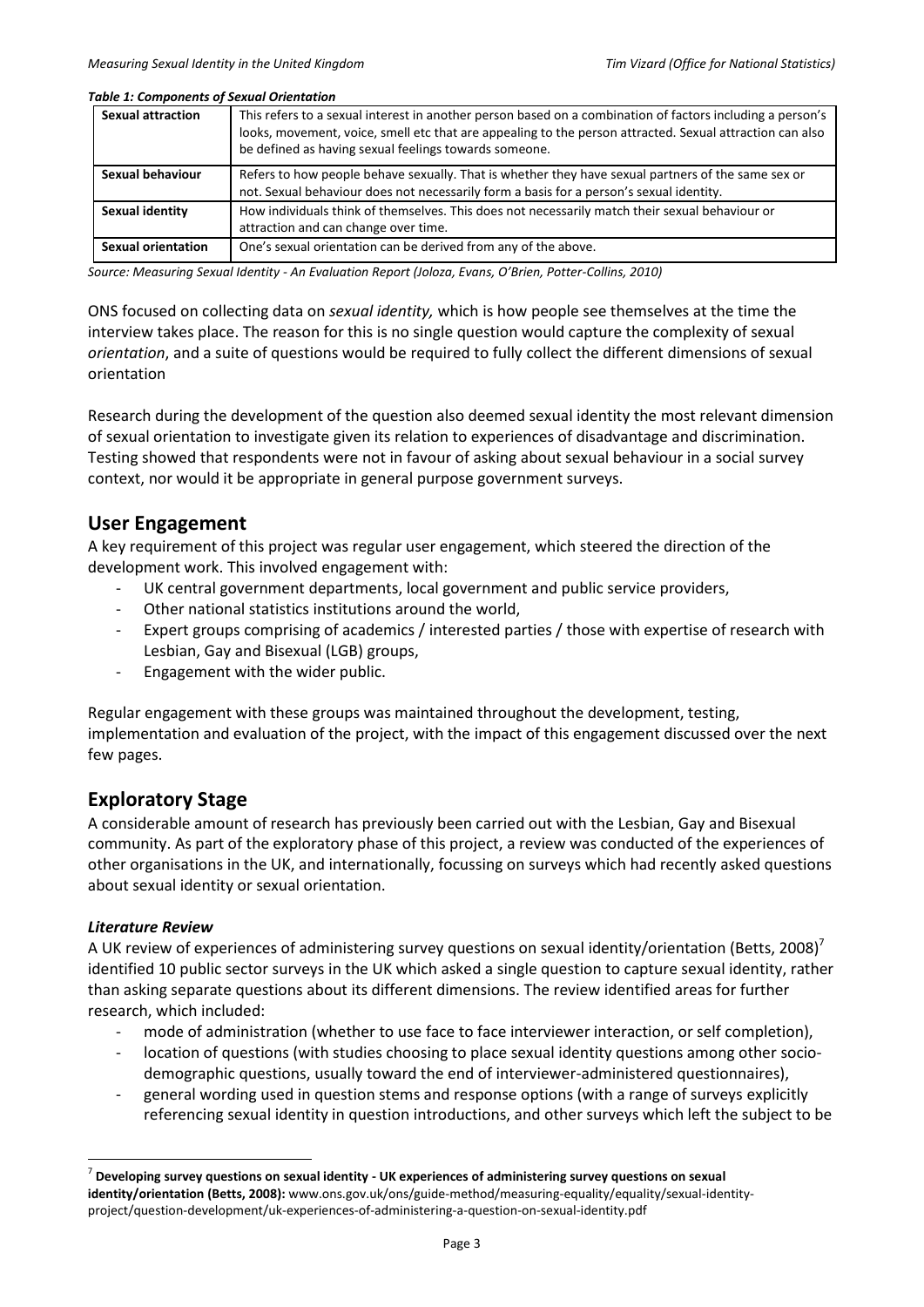***Table 1: Components of Sexual Orientation***

| | |
|---|---|
| **Sexual attraction** | This refers to a sexual interest in another person based on a combination of factors including a person's looks, movement, voice, smell etc that are appealing to the person attracted. Sexual attraction can also be defined as having sexual feelings towards someone. |
| **Sexual behaviour** | Refers to how people behave sexually. That is whether they have sexual partners of the same sex or not. Sexual behaviour does not necessarily form a basis for a person's sexual identity. |
| **Sexual identity** | How individuals think of themselves. This does not necessarily match their sexual behaviour or attraction and can change over time. |
| **Sexual orientation** | One's sexual orientation can be derived from any of the above. |

*Source: Measuring Sexual Identity - An Evaluation Report (Joloza, Evans, O'Brien, Potter-Collins, 2010)*

ONS focused on collecting data on *sexual identity,* which is how people see themselves at the time the interview takes place. The reason for this is no single question would capture the complexity of sexual *orientation*, and a suite of questions would be required to fully collect the different dimensions of sexual orientation

Research during the development of the question also deemed sexual identity the most relevant dimension of sexual orientation to investigate given its relation to experiences of disadvantage and discrimination. Testing showed that respondents were not in favour of asking about sexual behaviour in a social survey context, nor would it be appropriate in general purpose government surveys.

## User Engagement

A key requirement of this project was regular user engagement, which steered the direction of the development work. This involved engagement with:

- UK central government departments, local government and public service providers,
- Other national statistics institutions around the world,
- Expert groups comprising of academics / interested parties / those with expertise of research with Lesbian, Gay and Bisexual (LGB) groups,
- Engagement with the wider public.

Regular engagement with these groups was maintained throughout the development, testing, implementation and evaluation of the project, with the impact of this engagement discussed over the next few pages.

## Exploratory Stage

A considerable amount of research has previously been carried out with the Lesbian, Gay and Bisexual community. As part of the exploratory phase of this project, a review was conducted of the experiences of other organisations in the UK, and internationally, focussing on surveys which had recently asked questions about sexual identity or sexual orientation.

### *Literature Review*

A UK review of experiences of administering survey questions on sexual identity/orientation (Betts, 2008)[7] identified 10 public sector surveys in the UK which asked a single question to capture sexual identity, rather than asking separate questions about its different dimensions. The review identified areas for further research, which included:

- mode of administration (whether to use face to face interviewer interaction, or self completion),
- location of questions (with studies choosing to place sexual identity questions among other socio-demographic questions, usually toward the end of interviewer-administered questionnaires),
- general wording used in question stems and response options (with a range of surveys explicitly referencing sexual identity in question introductions, and other surveys which left the subject to be

[7] **Developing survey questions on sexual identity - UK experiences of administering survey questions on sexual identity/orientation (Betts, 2008):** www.ons.gov.uk/ons/guide-method/measuring-equality/equality/sexual-identity-project/question-development/uk-experiences-of-administering-a-question-on-sexual-identity.pdf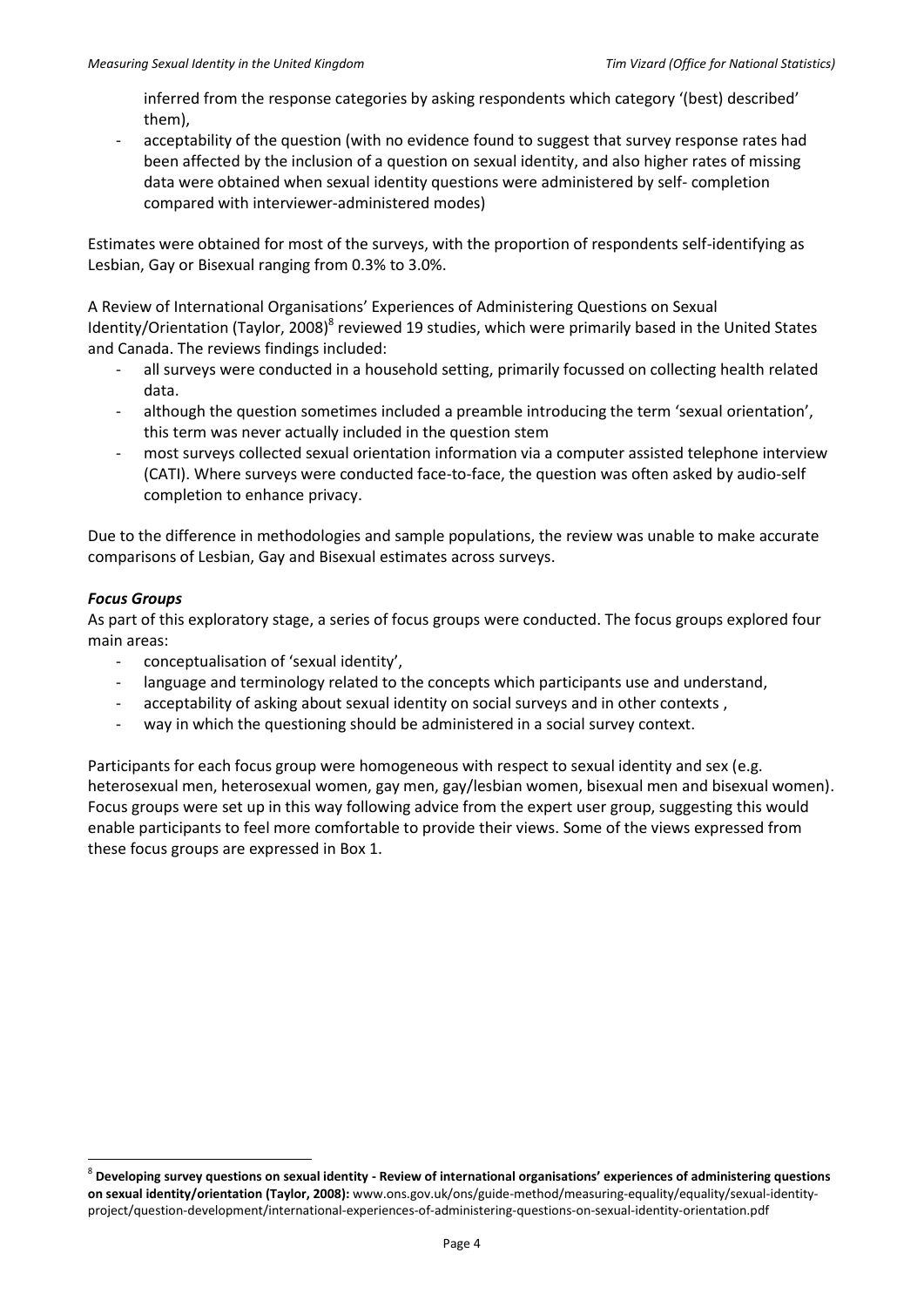inferred from the response categories by asking respondents which category '(best) described' them),
- acceptability of the question (with no evidence found to suggest that survey response rates had been affected by the inclusion of a question on sexual identity, and also higher rates of missing data were obtained when sexual identity questions were administered by self- completion compared with interviewer-administered modes)

Estimates were obtained for most of the surveys, with the proportion of respondents self-identifying as Lesbian, Gay or Bisexual ranging from 0.3% to 3.0%.

A Review of International Organisations' Experiences of Administering Questions on Sexual Identity/Orientation (Taylor, 2008)[8] reviewed 19 studies, which were primarily based in the United States and Canada. The reviews findings included:

- all surveys were conducted in a household setting, primarily focussed on collecting health related data.
- although the question sometimes included a preamble introducing the term 'sexual orientation', this term was never actually included in the question stem
- most surveys collected sexual orientation information via a computer assisted telephone interview (CATI). Where surveys were conducted face-to-face, the question was often asked by audio-self completion to enhance privacy.

Due to the difference in methodologies and sample populations, the review was unable to make accurate comparisons of Lesbian, Gay and Bisexual estimates across surveys.

***Focus Groups***

As part of this exploratory stage, a series of focus groups were conducted. The focus groups explored four main areas:

- conceptualisation of 'sexual identity',
- language and terminology related to the concepts which participants use and understand,
- acceptability of asking about sexual identity on social surveys and in other contexts ,
- way in which the questioning should be administered in a social survey context.

Participants for each focus group were homogeneous with respect to sexual identity and sex (e.g. heterosexual men, heterosexual women, gay men, gay/lesbian women, bisexual men and bisexual women). Focus groups were set up in this way following advice from the expert user group, suggesting this would enable participants to feel more comfortable to provide their views. Some of the views expressed from these focus groups are expressed in Box 1.

---

[8] **Developing survey questions on sexual identity - Review of international organisations' experiences of administering questions on sexual identity/orientation (Taylor, 2008):** www.ons.gov.uk/ons/guide-method/measuring-equality/equality/sexual-identity-project/question-development/international-experiences-of-administering-questions-on-sexual-identity-orientation.pdf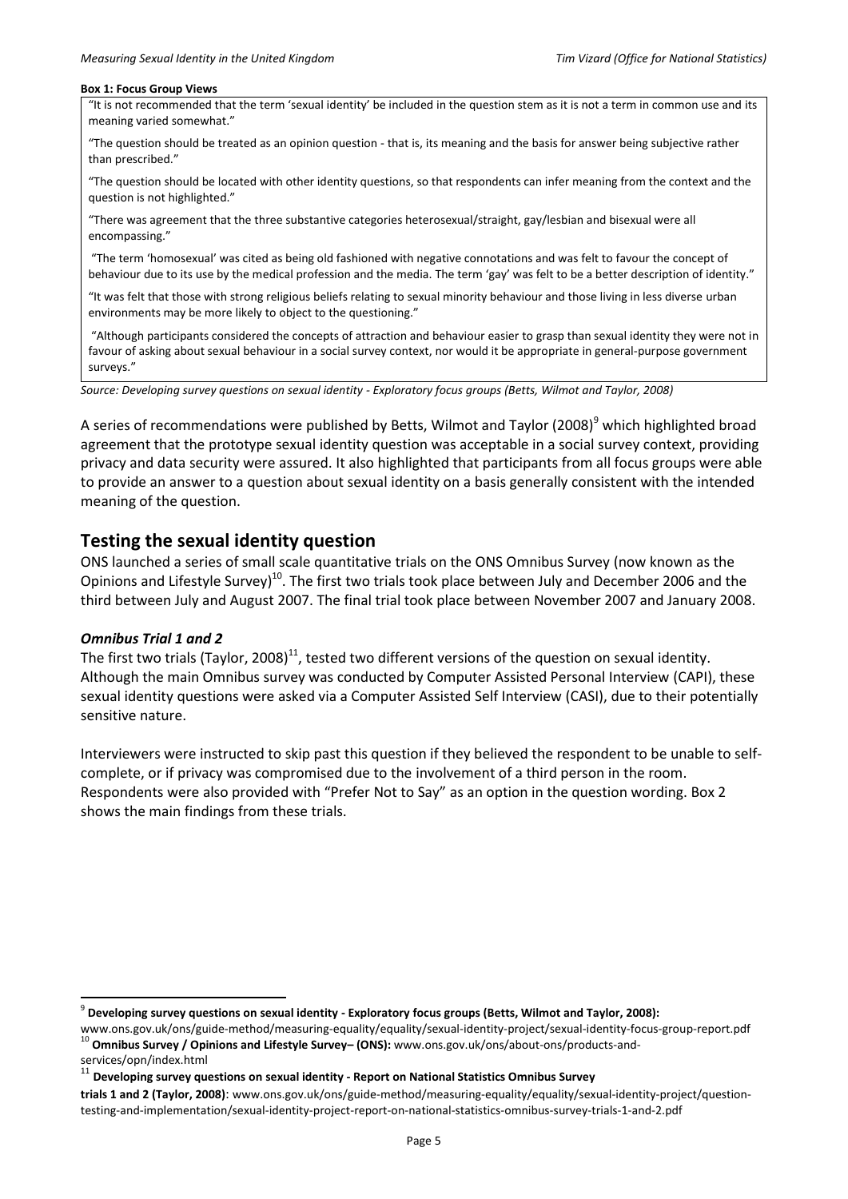**Box 1: Focus Group Views**

"It is not recommended that the term 'sexual identity' be included in the question stem as it is not a term in common use and its meaning varied somewhat."

"The question should be treated as an opinion question - that is, its meaning and the basis for answer being subjective rather than prescribed."

"The question should be located with other identity questions, so that respondents can infer meaning from the context and the question is not highlighted."

"There was agreement that the three substantive categories heterosexual/straight, gay/lesbian and bisexual were all encompassing."

"The term 'homosexual' was cited as being old fashioned with negative connotations and was felt to favour the concept of behaviour due to its use by the medical profession and the media. The term 'gay' was felt to be a better description of identity."

"It was felt that those with strong religious beliefs relating to sexual minority behaviour and those living in less diverse urban environments may be more likely to object to the questioning."

"Although participants considered the concepts of attraction and behaviour easier to grasp than sexual identity they were not in favour of asking about sexual behaviour in a social survey context, nor would it be appropriate in general-purpose government surveys."

*Source: Developing survey questions on sexual identity - Exploratory focus groups (Betts, Wilmot and Taylor, 2008)*

A series of recommendations were published by Betts, Wilmot and Taylor (2008)[9] which highlighted broad agreement that the prototype sexual identity question was acceptable in a social survey context, providing privacy and data security were assured. It also highlighted that participants from all focus groups were able to provide an answer to a question about sexual identity on a basis generally consistent with the intended meaning of the question.

## Testing the sexual identity question

ONS launched a series of small scale quantitative trials on the ONS Omnibus Survey (now known as the Opinions and Lifestyle Survey)[10]. The first two trials took place between July and December 2006 and the third between July and August 2007. The final trial took place between November 2007 and January 2008.

### *Omnibus Trial 1 and 2*

The first two trials (Taylor, 2008)[11], tested two different versions of the question on sexual identity. Although the main Omnibus survey was conducted by Computer Assisted Personal Interview (CAPI), these sexual identity questions were asked via a Computer Assisted Self Interview (CASI), due to their potentially sensitive nature.

Interviewers were instructed to skip past this question if they believed the respondent to be unable to self-complete, or if privacy was compromised due to the involvement of a third person in the room. Respondents were also provided with "Prefer Not to Say" as an option in the question wording. Box 2 shows the main findings from these trials.

---

[9] **Developing survey questions on sexual identity - Exploratory focus groups (Betts, Wilmot and Taylor, 2008):** www.ons.gov.uk/ons/guide-method/measuring-equality/equality/sexual-identity-project/sexual-identity-focus-group-report.pdf

[10] **Omnibus Survey / Opinions and Lifestyle Survey– (ONS):** www.ons.gov.uk/ons/about-ons/products-and-services/opn/index.html

[11] **Developing survey questions on sexual identity - Report on National Statistics Omnibus Survey trials 1 and 2 (Taylor, 2008)**: www.ons.gov.uk/ons/guide-method/measuring-equality/equality/sexual-identity-project/question-testing-and-implementation/sexual-identity-project-report-on-national-statistics-omnibus-survey-trials-1-and-2.pdf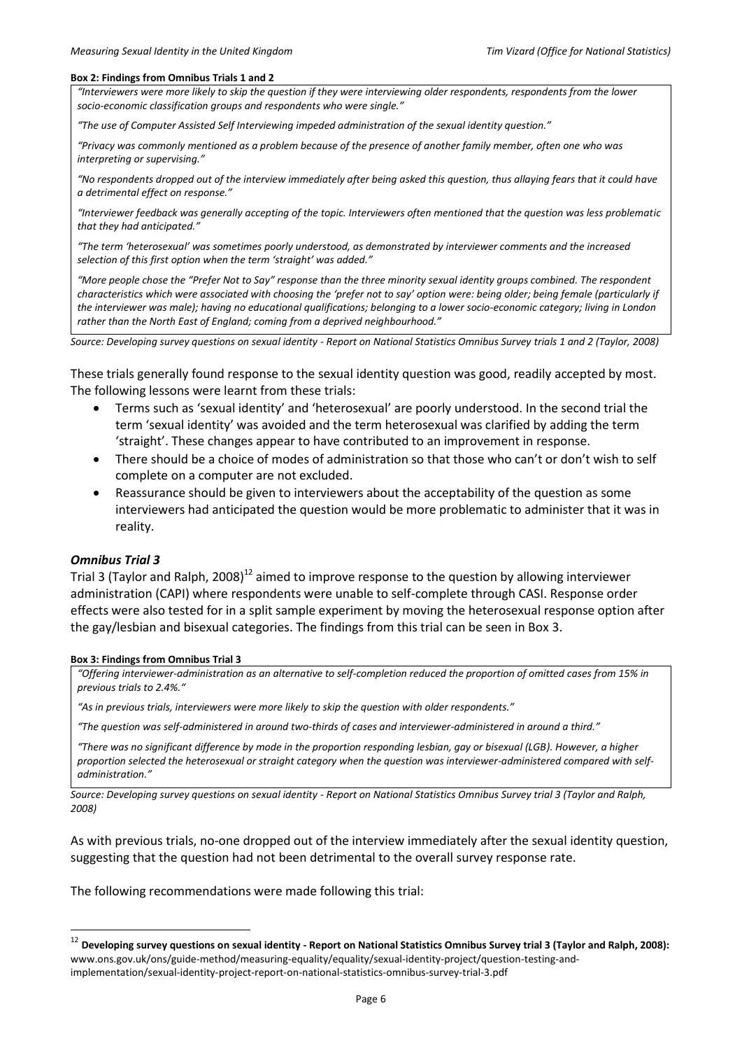**Box 2: Findings from Omnibus Trials 1 and 2**

*"Interviewers were more likely to skip the question if they were interviewing older respondents, respondents from the lower socio-economic classification groups and respondents who were single."*

*"The use of Computer Assisted Self Interviewing impeded administration of the sexual identity question."*

*"Privacy was commonly mentioned as a problem because of the presence of another family member, often one who was interpreting or supervising."*

*"No respondents dropped out of the interview immediately after being asked this question, thus allaying fears that it could have a detrimental effect on response."*

*"Interviewer feedback was generally accepting of the topic. Interviewers often mentioned that the question was less problematic that they had anticipated."*

*"The term 'heterosexual' was sometimes poorly understood, as demonstrated by interviewer comments and the increased selection of this first option when the term 'straight' was added."*

*"More people chose the "Prefer Not to Say" response than the three minority sexual identity groups combined. The respondent characteristics which were associated with choosing the 'prefer not to say' option were: being older; being female (particularly if the interviewer was male); having no educational qualifications; belonging to a lower socio-economic category; living in London rather than the North East of England; coming from a deprived neighbourhood."*

*Source: Developing survey questions on sexual identity - Report on National Statistics Omnibus Survey trials 1 and 2 (Taylor, 2008)*

These trials generally found response to the sexual identity question was good, readily accepted by most. The following lessons were learnt from these trials:

- Terms such as 'sexual identity' and 'heterosexual' are poorly understood. In the second trial the term 'sexual identity' was avoided and the term heterosexual was clarified by adding the term 'straight'. These changes appear to have contributed to an improvement in response.
- There should be a choice of modes of administration so that those who can't or don't wish to self complete on a computer are not excluded.
- Reassurance should be given to interviewers about the acceptability of the question as some interviewers had anticipated the question would be more problematic to administer that it was in reality.

### *Omnibus Trial 3*

Trial 3 (Taylor and Ralph, 2008)[12] aimed to improve response to the question by allowing interviewer administration (CAPI) where respondents were unable to self-complete through CASI. Response order effects were also tested for in a split sample experiment by moving the heterosexual response option after the gay/lesbian and bisexual categories. The findings from this trial can be seen in Box 3.

**Box 3: Findings from Omnibus Trial 3**

*"Offering interviewer-administration as an alternative to self-completion reduced the proportion of omitted cases from 15% in previous trials to 2.4%."*

*"As in previous trials, interviewers were more likely to skip the question with older respondents."*

*"The question was self-administered in around two-thirds of cases and interviewer-administered in around a third."*

*"There was no significant difference by mode in the proportion responding lesbian, gay or bisexual (LGB). However, a higher proportion selected the heterosexual or straight category when the question was interviewer-administered compared with self-administration."*

*Source: Developing survey questions on sexual identity - Report on National Statistics Omnibus Survey trial 3 (Taylor and Ralph, 2008)*

As with previous trials, no-one dropped out of the interview immediately after the sexual identity question, suggesting that the question had not been detrimental to the overall survey response rate.

The following recommendations were made following this trial:

[12] **Developing survey questions on sexual identity - Report on National Statistics Omnibus Survey trial 3 (Taylor and Ralph, 2008):** www.ons.gov.uk/ons/guide-method/measuring-equality/equality/sexual-identity-project/question-testing-and-implementation/sexual-identity-project-report-on-national-statistics-omnibus-survey-trial-3.pdf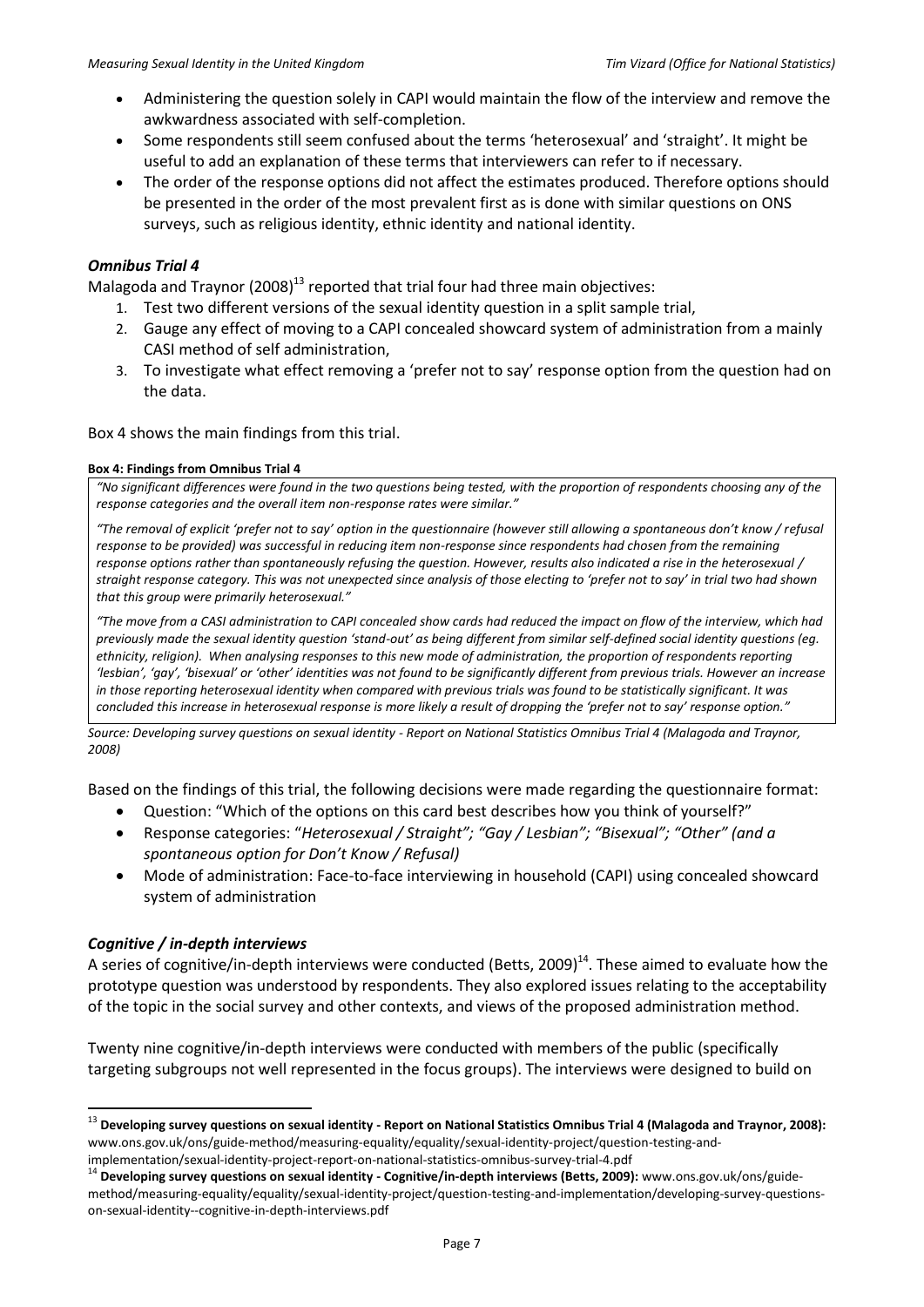- Administering the question solely in CAPI would maintain the flow of the interview and remove the awkwardness associated with self-completion.
- Some respondents still seem confused about the terms 'heterosexual' and 'straight'. It might be useful to add an explanation of these terms that interviewers can refer to if necessary.
- The order of the response options did not affect the estimates produced. Therefore options should be presented in the order of the most prevalent first as is done with similar questions on ONS surveys, such as religious identity, ethnic identity and national identity.

### *Omnibus Trial 4*

Malagoda and Traynor (2008)[13] reported that trial four had three main objectives:

1. Test two different versions of the sexual identity question in a split sample trial,
2. Gauge any effect of moving to a CAPI concealed showcard system of administration from a mainly CASI method of self administration,
3. To investigate what effect removing a 'prefer not to say' response option from the question had on the data.

Box 4 shows the main findings from this trial.

**Box 4: Findings from Omnibus Trial 4**

*"No significant differences were found in the two questions being tested, with the proportion of respondents choosing any of the response categories and the overall item non-response rates were similar."*

*"The removal of explicit 'prefer not to say' option in the questionnaire (however still allowing a spontaneous don't know / refusal response to be provided) was successful in reducing item non-response since respondents had chosen from the remaining response options rather than spontaneously refusing the question. However, results also indicated a rise in the heterosexual / straight response category. This was not unexpected since analysis of those electing to 'prefer not to say' in trial two had shown that this group were primarily heterosexual."*

*"The move from a CASI administration to CAPI concealed show cards had reduced the impact on flow of the interview, which had previously made the sexual identity question 'stand-out' as being different from similar self-defined social identity questions (eg. ethnicity, religion). When analysing responses to this new mode of administration, the proportion of respondents reporting 'lesbian', 'gay', 'bisexual' or 'other' identities was not found to be significantly different from previous trials. However an increase in those reporting heterosexual identity when compared with previous trials was found to be statistically significant. It was concluded this increase in heterosexual response is more likely a result of dropping the 'prefer not to say' response option."*

*Source: Developing survey questions on sexual identity - Report on National Statistics Omnibus Trial 4 (Malagoda and Traynor, 2008)*

Based on the findings of this trial, the following decisions were made regarding the questionnaire format:

- Question: "Which of the options on this card best describes how you think of yourself?"
- Response categories: "*Heterosexual / Straight"; "Gay / Lesbian"; "Bisexual"; "Other" (and a spontaneous option for Don't Know / Refusal)*
- Mode of administration: Face-to-face interviewing in household (CAPI) using concealed showcard system of administration

### *Cognitive / in-depth interviews*

A series of cognitive/in-depth interviews were conducted (Betts, 2009)[14]. These aimed to evaluate how the prototype question was understood by respondents. They also explored issues relating to the acceptability of the topic in the social survey and other contexts, and views of the proposed administration method.

Twenty nine cognitive/in-depth interviews were conducted with members of the public (specifically targeting subgroups not well represented in the focus groups). The interviews were designed to build on

---

[13] **Developing survey questions on sexual identity - Report on National Statistics Omnibus Trial 4 (Malagoda and Traynor, 2008):** www.ons.gov.uk/ons/guide-method/measuring-equality/equality/sexual-identity-project/question-testing-and-implementation/sexual-identity-project-report-on-national-statistics-omnibus-survey-trial-4.pdf

[14] **Developing survey questions on sexual identity - Cognitive/in-depth interviews (Betts, 2009):** www.ons.gov.uk/ons/guide-method/measuring-equality/equality/sexual-identity-project/question-testing-and-implementation/developing-survey-questions-on-sexual-identity--cognitive-in-depth-interviews.pdf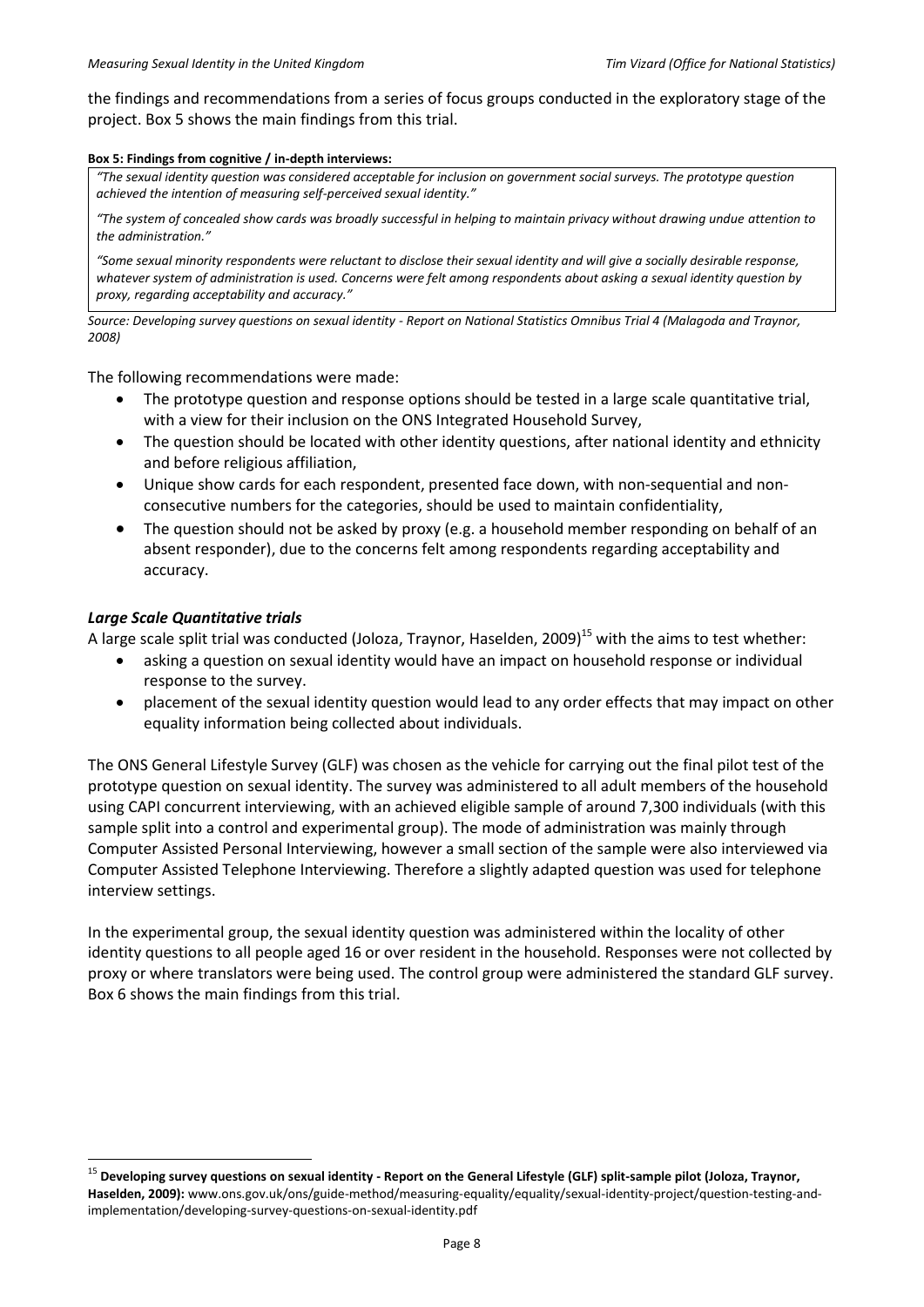the findings and recommendations from a series of focus groups conducted in the exploratory stage of the project. Box 5 shows the main findings from this trial.

**Box 5: Findings from cognitive / in-depth interviews:**

*"The sexual identity question was considered acceptable for inclusion on government social surveys. The prototype question achieved the intention of measuring self-perceived sexual identity."*

*"The system of concealed show cards was broadly successful in helping to maintain privacy without drawing undue attention to the administration."*

*"Some sexual minority respondents were reluctant to disclose their sexual identity and will give a socially desirable response, whatever system of administration is used. Concerns were felt among respondents about asking a sexual identity question by proxy, regarding acceptability and accuracy."*

*Source: Developing survey questions on sexual identity - Report on National Statistics Omnibus Trial 4 (Malagoda and Traynor, 2008)*

The following recommendations were made:

- The prototype question and response options should be tested in a large scale quantitative trial, with a view for their inclusion on the ONS Integrated Household Survey,
- The question should be located with other identity questions, after national identity and ethnicity and before religious affiliation,
- Unique show cards for each respondent, presented face down, with non-sequential and non-consecutive numbers for the categories, should be used to maintain confidentiality,
- The question should not be asked by proxy (e.g. a household member responding on behalf of an absent responder), due to the concerns felt among respondents regarding acceptability and accuracy.

### *Large Scale Quantitative trials*

A large scale split trial was conducted (Joloza, Traynor, Haselden, 2009)[15] with the aims to test whether:

- asking a question on sexual identity would have an impact on household response or individual response to the survey.
- placement of the sexual identity question would lead to any order effects that may impact on other equality information being collected about individuals.

The ONS General Lifestyle Survey (GLF) was chosen as the vehicle for carrying out the final pilot test of the prototype question on sexual identity. The survey was administered to all adult members of the household using CAPI concurrent interviewing, with an achieved eligible sample of around 7,300 individuals (with this sample split into a control and experimental group). The mode of administration was mainly through Computer Assisted Personal Interviewing, however a small section of the sample were also interviewed via Computer Assisted Telephone Interviewing. Therefore a slightly adapted question was used for telephone interview settings.

In the experimental group, the sexual identity question was administered within the locality of other identity questions to all people aged 16 or over resident in the household. Responses were not collected by proxy or where translators were being used. The control group were administered the standard GLF survey. Box 6 shows the main findings from this trial.

[15] **Developing survey questions on sexual identity - Report on the General Lifestyle (GLF) split-sample pilot (Joloza, Traynor, Haselden, 2009):** www.ons.gov.uk/ons/guide-method/measuring-equality/equality/sexual-identity-project/question-testing-and-implementation/developing-survey-questions-on-sexual-identity.pdf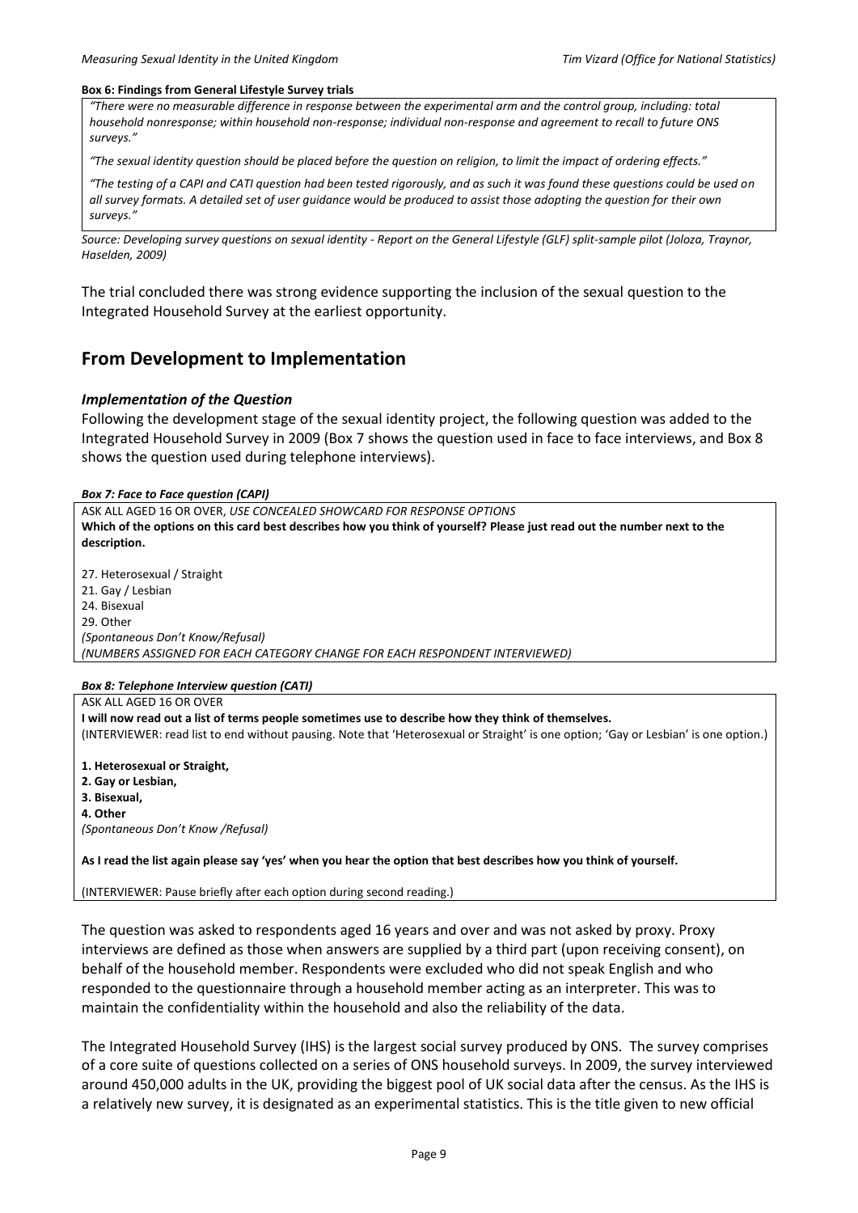**Box 6: Findings from General Lifestyle Survey trials**

*"There were no measurable difference in response between the experimental arm and the control group, including: total household nonresponse; within household non-response; individual non-response and agreement to recall to future ONS surveys."*

*"The sexual identity question should be placed before the question on religion, to limit the impact of ordering effects."*

*"The testing of a CAPI and CATI question had been tested rigorously, and as such it was found these questions could be used on all survey formats. A detailed set of user guidance would be produced to assist those adopting the question for their own surveys."*

*Source: Developing survey questions on sexual identity - Report on the General Lifestyle (GLF) split-sample pilot (Joloza, Traynor, Haselden, 2009)*

The trial concluded there was strong evidence supporting the inclusion of the sexual question to the Integrated Household Survey at the earliest opportunity.

## From Development to Implementation

### *Implementation of the Question*

Following the development stage of the sexual identity project, the following question was added to the Integrated Household Survey in 2009 (Box 7 shows the question used in face to face interviews, and Box 8 shows the question used during telephone interviews).

***Box 7: Face to Face question (CAPI)***

ASK ALL AGED 16 OR OVER, *USE CONCEALED SHOWCARD FOR RESPONSE OPTIONS*

**Which of the options on this card best describes how you think of yourself? Please just read out the number next to the description.**

27. Heterosexual / Straight
21. Gay / Lesbian
24. Bisexual
29. Other

*(Spontaneous Don't Know/Refusal)*

*(NUMBERS ASSIGNED FOR EACH CATEGORY CHANGE FOR EACH RESPONDENT INTERVIEWED)*

***Box 8: Telephone Interview question (CATI)***

ASK ALL AGED 16 OR OVER

**I will now read out a list of terms people sometimes use to describe how they think of themselves.**

(INTERVIEWER: read list to end without pausing. Note that 'Heterosexual or Straight' is one option; 'Gay or Lesbian' is one option.)

**1. Heterosexual or Straight,**
**2. Gay or Lesbian,**
**3. Bisexual,**
**4. Other**

*(Spontaneous Don't Know /Refusal)*

**As I read the list again please say 'yes' when you hear the option that best describes how you think of yourself.**

(INTERVIEWER: Pause briefly after each option during second reading.)

The question was asked to respondents aged 16 years and over and was not asked by proxy. Proxy interviews are defined as those when answers are supplied by a third part (upon receiving consent), on behalf of the household member. Respondents were excluded who did not speak English and who responded to the questionnaire through a household member acting as an interpreter. This was to maintain the confidentiality within the household and also the reliability of the data.

The Integrated Household Survey (IHS) is the largest social survey produced by ONS. The survey comprises of a core suite of questions collected on a series of ONS household surveys. In 2009, the survey interviewed around 450,000 adults in the UK, providing the biggest pool of UK social data after the census. As the IHS is a relatively new survey, it is designated as an experimental statistics. This is the title given to new official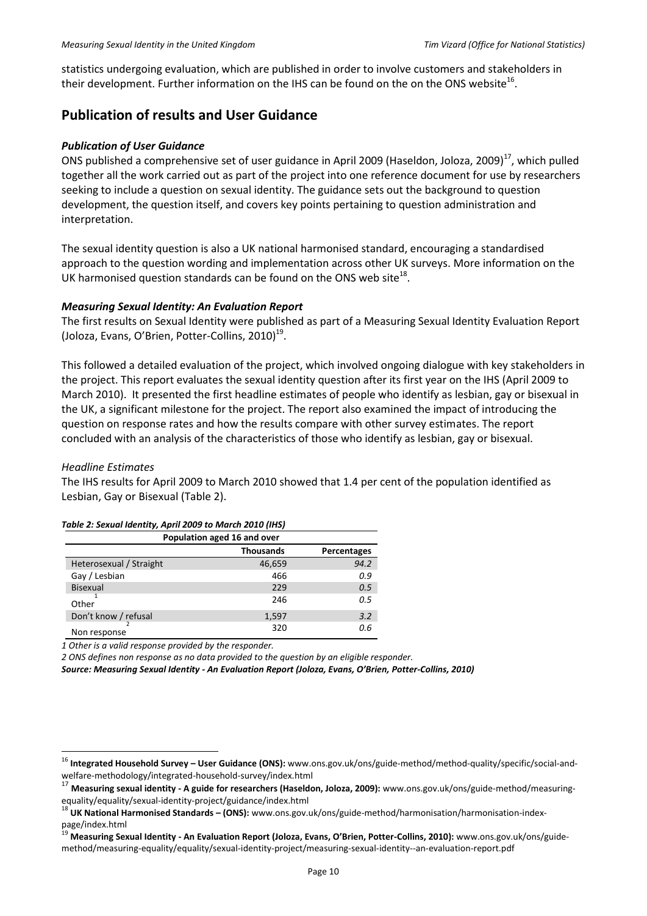statistics undergoing evaluation, which are published in order to involve customers and stakeholders in their development. Further information on the IHS can be found on the on the ONS website[16].

## Publication of results and User Guidance

### *Publication of User Guidance*

ONS published a comprehensive set of user guidance in April 2009 (Haseldon, Joloza, 2009)[17], which pulled together all the work carried out as part of the project into one reference document for use by researchers seeking to include a question on sexual identity. The guidance sets out the background to question development, the question itself, and covers key points pertaining to question administration and interpretation.

The sexual identity question is also a UK national harmonised standard, encouraging a standardised approach to the question wording and implementation across other UK surveys. More information on the UK harmonised question standards can be found on the ONS web site[18].

### *Measuring Sexual Identity: An Evaluation Report*

The first results on Sexual Identity were published as part of a Measuring Sexual Identity Evaluation Report (Joloza, Evans, O'Brien, Potter-Collins, 2010)[19].

This followed a detailed evaluation of the project, which involved ongoing dialogue with key stakeholders in the project. This report evaluates the sexual identity question after its first year on the IHS (April 2009 to March 2010). It presented the first headline estimates of people who identify as lesbian, gay or bisexual in the UK, a significant milestone for the project. The report also examined the impact of introducing the question on response rates and how the results compare with other survey estimates. The report concluded with an analysis of the characteristics of those who identify as lesbian, gay or bisexual.

*Headline Estimates*

The IHS results for April 2009 to March 2010 showed that 1.4 per cent of the population identified as Lesbian, Gay or Bisexual (Table 2).

***Table 2: Sexual Identity, April 2009 to March 2010 (IHS)***

| | Population aged 16 and over | |
|---|---|---|
| | **Thousands** | **Percentages** |
| Heterosexual / Straight | 46,659 | *94.2* |
| Gay / Lesbian | 466 | *0.9* |
| Bisexual | 229 | *0.5* |
| Other[1] | 246 | *0.5* |
| Don't know / refusal | 1,597 | *3.2* |
| Non response[2] | 320 | *0.6* |

*1 Other is a valid response provided by the responder.*

*2 ONS defines non response as no data provided to the question by an eligible responder.*

***Source: Measuring Sexual Identity - An Evaluation Report (Joloza, Evans, O'Brien, Potter-Collins, 2010)***

---

[16] **Integrated Household Survey – User Guidance (ONS):** www.ons.gov.uk/ons/guide-method/method-quality/specific/social-and-welfare-methodology/integrated-household-survey/index.html

[17] **Measuring sexual identity - A guide for researchers (Haseldon, Joloza, 2009):** www.ons.gov.uk/ons/guide-method/measuring-equality/equality/sexual-identity-project/guidance/index.html

[18] **UK National Harmonised Standards – (ONS):** www.ons.gov.uk/ons/guide-method/harmonisation/harmonisation-index-page/index.html

[19] **Measuring Sexual Identity - An Evaluation Report (Joloza, Evans, O'Brien, Potter-Collins, 2010):** www.ons.gov.uk/ons/guide-method/measuring-equality/equality/sexual-identity-project/measuring-sexual-identity--an-evaluation-report.pdf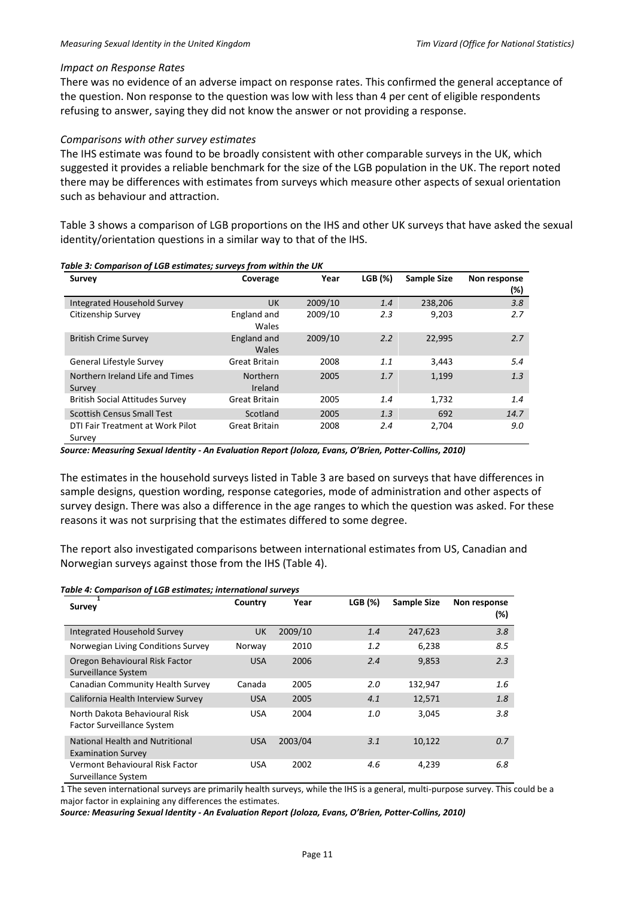*Impact on Response Rates*

There was no evidence of an adverse impact on response rates. This confirmed the general acceptance of the question. Non response to the question was low with less than 4 per cent of eligible respondents refusing to answer, saying they did not know the answer or not providing a response.

*Comparisons with other survey estimates*

The IHS estimate was found to be broadly consistent with other comparable surveys in the UK, which suggested it provides a reliable benchmark for the size of the LGB population in the UK. The report noted there may be differences with estimates from surveys which measure other aspects of sexual orientation such as behaviour and attraction.

Table 3 shows a comparison of LGB proportions on the IHS and other UK surveys that have asked the sexual identity/orientation questions in a similar way to that of the IHS.

***Table 3: Comparison of LGB estimates; surveys from within the UK***

| Survey | Coverage | Year | LGB (%) | Sample Size | Non response (%) |
|---|---|---|---|---|---|
| Integrated Household Survey | UK | 2009/10 | *1.4* | 238,206 | *3.8* |
| Citizenship Survey | England and Wales | 2009/10 | *2.3* | 9,203 | *2.7* |
| British Crime Survey | England and Wales | 2009/10 | *2.2* | 22,995 | *2.7* |
| General Lifestyle Survey | Great Britain | 2008 | *1.1* | 3,443 | *5.4* |
| Northern Ireland Life and Times Survey | Northern Ireland | 2005 | *1.7* | 1,199 | *1.3* |
| British Social Attitudes Survey | Great Britain | 2005 | *1.4* | 1,732 | *1.4* |
| Scottish Census Small Test | Scotland | 2005 | *1.3* | 692 | *14.7* |
| DTI Fair Treatment at Work Pilot Survey | Great Britain | 2008 | *2.4* | 2,704 | *9.0* |

***Source: Measuring Sexual Identity - An Evaluation Report (Joloza, Evans, O'Brien, Potter-Collins, 2010)***

The estimates in the household surveys listed in Table 3 are based on surveys that have differences in sample designs, question wording, response categories, mode of administration and other aspects of survey design. There was also a difference in the age ranges to which the question was asked. For these reasons it was not surprising that the estimates differed to some degree.

The report also investigated comparisons between international estimates from US, Canadian and Norwegian surveys against those from the IHS (Table 4).

***Table 4: Comparison of LGB estimates; international surveys***

| Survey[1] | Country | Year | LGB (%) | Sample Size | Non response (%) |
|---|---|---|---|---|---|
| Integrated Household Survey | UK | 2009/10 | *1.4* | 247,623 | *3.8* |
| Norwegian Living Conditions Survey | Norway | 2010 | *1.2* | 6,238 | *8.5* |
| Oregon Behavioural Risk Factor Surveillance System | USA | 2006 | *2.4* | 9,853 | *2.3* |
| Canadian Community Health Survey | Canada | 2005 | *2.0* | 132,947 | *1.6* |
| California Health Interview Survey | USA | 2005 | *4.1* | 12,571 | *1.8* |
| North Dakota Behavioural Risk Factor Surveillance System | USA | 2004 | *1.0* | 3,045 | *3.8* |
| National Health and Nutritional Examination Survey | USA | 2003/04 | *3.1* | 10,122 | *0.7* |
| Vermont Behavioural Risk Factor Surveillance System | USA | 2002 | *4.6* | 4,239 | *6.8* |

1 The seven international surveys are primarily health surveys, while the IHS is a general, multi-purpose survey. This could be a major factor in explaining any differences the estimates.

***Source: Measuring Sexual Identity - An Evaluation Report (Joloza, Evans, O'Brien, Potter-Collins, 2010)***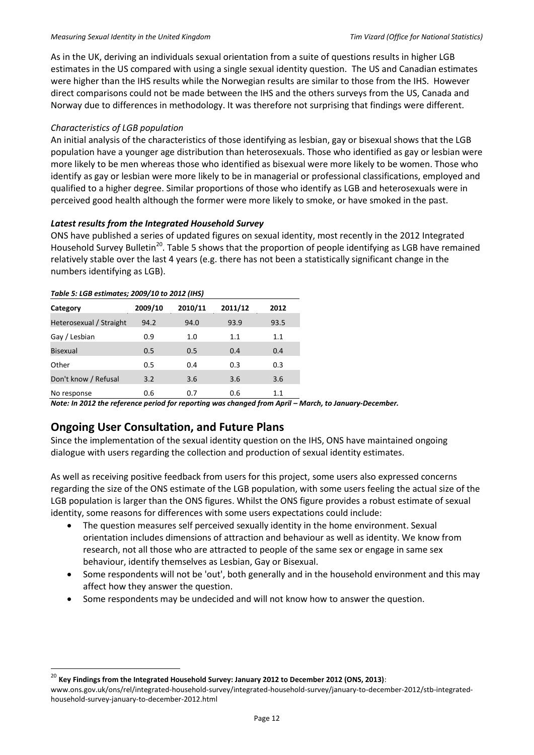As in the UK, deriving an individuals sexual orientation from a suite of questions results in higher LGB estimates in the US compared with using a single sexual identity question. The US and Canadian estimates were higher than the IHS results while the Norwegian results are similar to those from the IHS. However direct comparisons could not be made between the IHS and the others surveys from the US, Canada and Norway due to differences in methodology. It was therefore not surprising that findings were different.

*Characteristics of LGB population*

An initial analysis of the characteristics of those identifying as lesbian, gay or bisexual shows that the LGB population have a younger age distribution than heterosexuals. Those who identified as gay or lesbian were more likely to be men whereas those who identified as bisexual were more likely to be women. Those who identify as gay or lesbian were more likely to be in managerial or professional classifications, employed and qualified to a higher degree. Similar proportions of those who identify as LGB and heterosexuals were in perceived good health although the former were more likely to smoke, or have smoked in the past.

***Latest results from the Integrated Household Survey***

ONS have published a series of updated figures on sexual identity, most recently in the 2012 Integrated Household Survey Bulletin[20]. Table 5 shows that the proportion of people identifying as LGB have remained relatively stable over the last 4 years (e.g. there has not been a statistically significant change in the numbers identifying as LGB).

***Table 5: LGB estimates; 2009/10 to 2012 (IHS)***

| Category | 2009/10 | 2010/11 | 2011/12 | 2012 |
|---|---|---|---|---|
| Heterosexual / Straight | 94.2 | 94.0 | 93.9 | 93.5 |
| Gay / Lesbian | 0.9 | 1.0 | 1.1 | 1.1 |
| Bisexual | 0.5 | 0.5 | 0.4 | 0.4 |
| Other | 0.5 | 0.4 | 0.3 | 0.3 |
| Don't know / Refusal | 3.2 | 3.6 | 3.6 | 3.6 |
| No response | 0.6 | 0.7 | 0.6 | 1.1 |

***Note: In 2012 the reference period for reporting was changed from April – March, to January-December.***

## Ongoing User Consultation, and Future Plans

Since the implementation of the sexual identity question on the IHS, ONS have maintained ongoing dialogue with users regarding the collection and production of sexual identity estimates.

As well as receiving positive feedback from users for this project, some users also expressed concerns regarding the size of the ONS estimate of the LGB population, with some users feeling the actual size of the LGB population is larger than the ONS figures. Whilst the ONS figure provides a robust estimate of sexual identity, some reasons for differences with some users expectations could include:

- The question measures self perceived sexually identity in the home environment. Sexual orientation includes dimensions of attraction and behaviour as well as identity. We know from research, not all those who are attracted to people of the same sex or engage in same sex behaviour, identify themselves as Lesbian, Gay or Bisexual.
- Some respondents will not be 'out', both generally and in the household environment and this may affect how they answer the question.
- Some respondents may be undecided and will not know how to answer the question.

[20] **Key Findings from the Integrated Household Survey: January 2012 to December 2012 (ONS, 2013)**: www.ons.gov.uk/ons/rel/integrated-household-survey/integrated-household-survey/january-to-december-2012/stb-integrated-household-survey-january-to-december-2012.html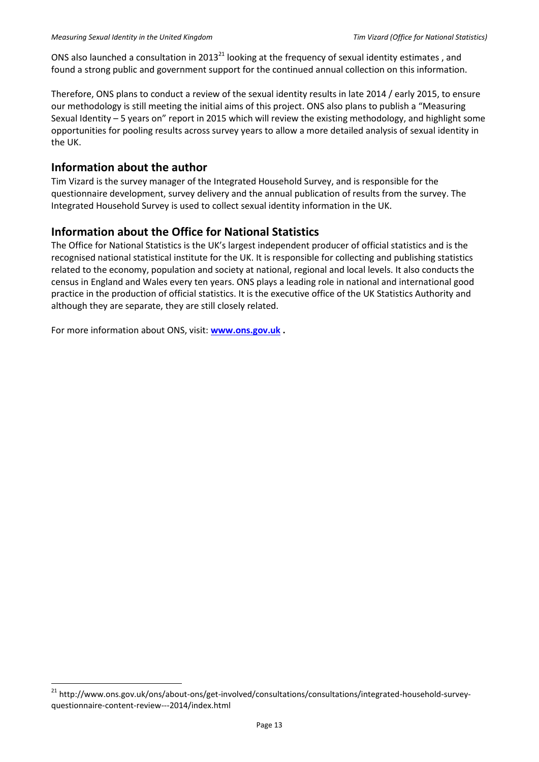ONS also launched a consultation in 2013[21] looking at the frequency of sexual identity estimates , and found a strong public and government support for the continued annual collection on this information.

Therefore, ONS plans to conduct a review of the sexual identity results in late 2014 / early 2015, to ensure our methodology is still meeting the initial aims of this project. ONS also plans to publish a "Measuring Sexual Identity – 5 years on" report in 2015 which will review the existing methodology, and highlight some opportunities for pooling results across survey years to allow a more detailed analysis of sexual identity in the UK.

## Information about the author

Tim Vizard is the survey manager of the Integrated Household Survey, and is responsible for the questionnaire development, survey delivery and the annual publication of results from the survey. The Integrated Household Survey is used to collect sexual identity information in the UK.

## Information about the Office for National Statistics

The Office for National Statistics is the UK's largest independent producer of official statistics and is the recognised national statistical institute for the UK. It is responsible for collecting and publishing statistics related to the economy, population and society at national, regional and local levels. It also conducts the census in England and Wales every ten years. ONS plays a leading role in national and international good practice in the production of official statistics. It is the executive office of the UK Statistics Authority and although they are separate, they are still closely related.

For more information about ONS, visit: **www.ons.gov.uk .**

[21] http://www.ons.gov.uk/ons/about-ons/get-involved/consultations/consultations/integrated-household-survey-questionnaire-content-review---2014/index.html